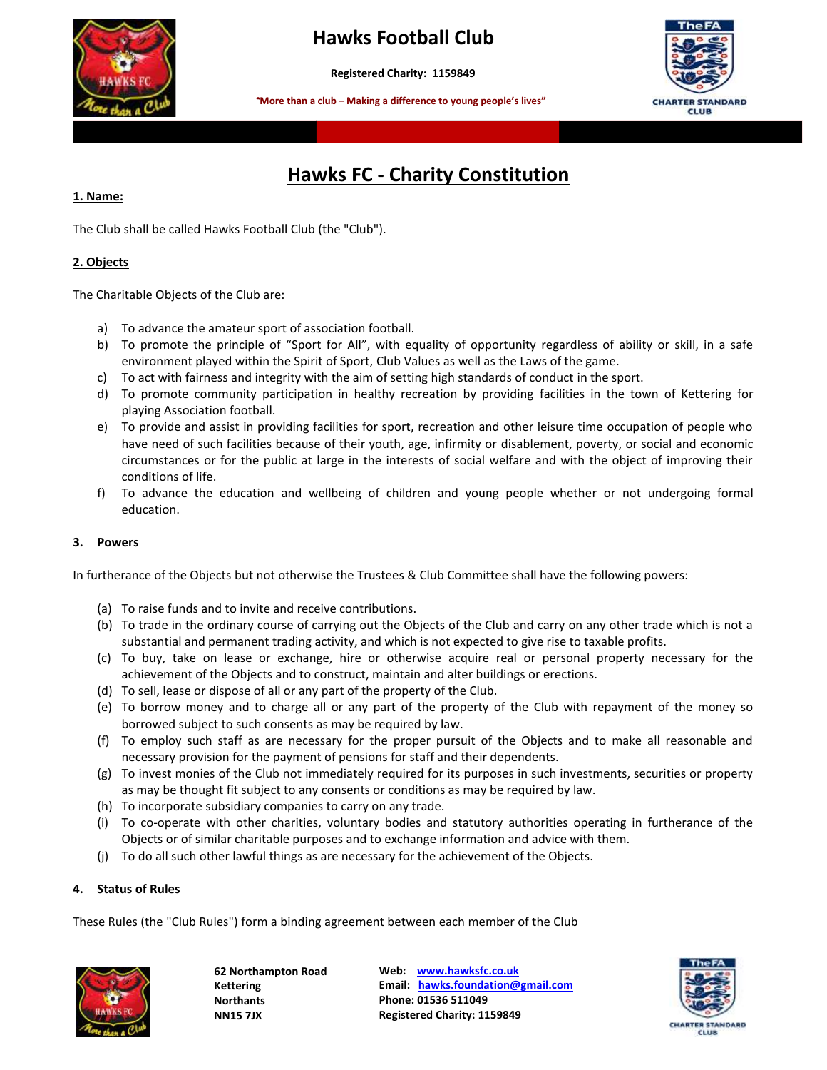# Hawks Football Club

**Registered Charity: 1159849**

**"More than a club – Making a difference to young people's lives"**

## Hawks FC - Charity Constitution

### 1. Name:

The Club shall be called Hawks Football Club (the "Club").

### 2. Objects

The Charitable Objects of the Club are:

a) To advance the amateur sport of association football.
b) To promote the principle of "Sport for All", with equality of opportunity regardless of ability or skill, in a safe environment played within the Spirit of Sport, Club Values as well as the Laws of the game.
c) To act with fairness and integrity with the aim of setting high standards of conduct in the sport.
d) To promote community participation in healthy recreation by providing facilities in the town of Kettering for playing Association football.
e) To provide and assist in providing facilities for sport, recreation and other leisure time occupation of people who have need of such facilities because of their youth, age, infirmity or disablement, poverty, or social and economic circumstances or for the public at large in the interests of social welfare and with the object of improving their conditions of life.
f) To advance the education and wellbeing of children and young people whether or not undergoing formal education.

### 3. Powers

In furtherance of the Objects but not otherwise the Trustees & Club Committee shall have the following powers:

(a) To raise funds and to invite and receive contributions.
(b) To trade in the ordinary course of carrying out the Objects of the Club and carry on any other trade which is not a substantial and permanent trading activity, and which is not expected to give rise to taxable profits.
(c) To buy, take on lease or exchange, hire or otherwise acquire real or personal property necessary for the achievement of the Objects and to construct, maintain and alter buildings or erections.
(d) To sell, lease or dispose of all or any part of the property of the Club.
(e) To borrow money and to charge all or any part of the property of the Club with repayment of the money so borrowed subject to such consents as may be required by law.
(f) To employ such staff as are necessary for the proper pursuit of the Objects and to make all reasonable and necessary provision for the payment of pensions for staff and their dependents.
(g) To invest monies of the Club not immediately required for its purposes in such investments, securities or property as may be thought fit subject to any consents or conditions as may be required by law.
(h) To incorporate subsidiary companies to carry on any trade.
(i) To co-operate with other charities, voluntary bodies and statutory authorities operating in furtherance of the Objects or of similar charitable purposes and to exchange information and advice with them.
(j) To do all such other lawful things as are necessary for the achievement of the Objects.

### 4. Status of Rules

These Rules (the "Club Rules") form a binding agreement between each member of the Club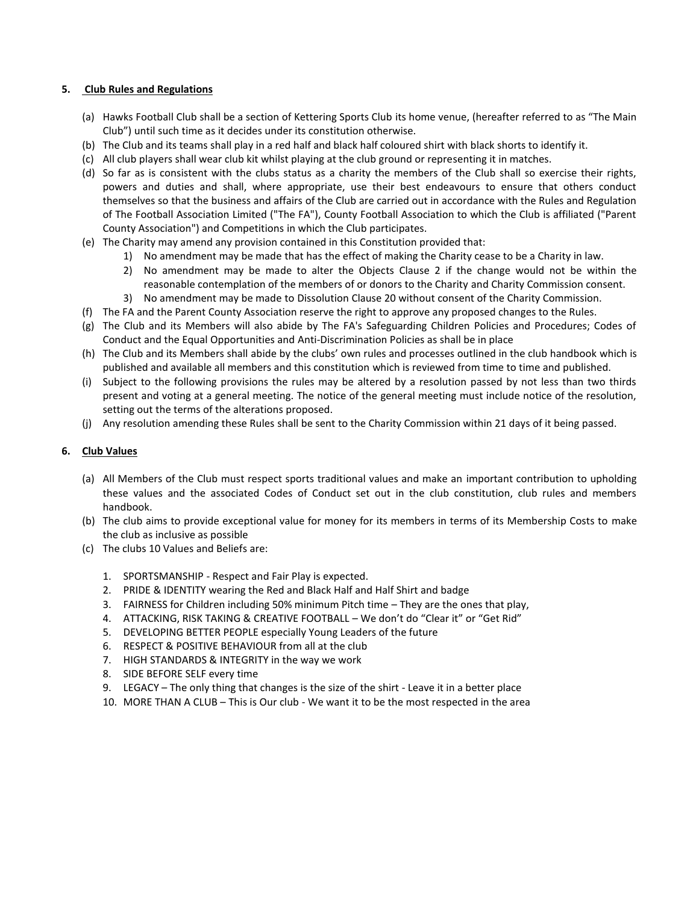## 5. Club Rules and Regulations

(a) Hawks Football Club shall be a section of Kettering Sports Club its home venue, (hereafter referred to as "The Main Club") until such time as it decides under its constitution otherwise.

(b) The Club and its teams shall play in a red half and black half coloured shirt with black shorts to identify it.

(c) All club players shall wear club kit whilst playing at the club ground or representing it in matches.

(d) So far as is consistent with the clubs status as a charity the members of the Club shall so exercise their rights, powers and duties and shall, where appropriate, use their best endeavours to ensure that others conduct themselves so that the business and affairs of the Club are carried out in accordance with the Rules and Regulation of The Football Association Limited ("The FA"), County Football Association to which the Club is affiliated ("Parent County Association") and Competitions in which the Club participates.

(e) The Charity may amend any provision contained in this Constitution provided that:

1) No amendment may be made that has the effect of making the Charity cease to be a Charity in law.
2) No amendment may be made to alter the Objects Clause 2 if the change would not be within the reasonable contemplation of the members of or donors to the Charity and Charity Commission consent.
3) No amendment may be made to Dissolution Clause 20 without consent of the Charity Commission.

(f) The FA and the Parent County Association reserve the right to approve any proposed changes to the Rules.

(g) The Club and its Members will also abide by The FA's Safeguarding Children Policies and Procedures; Codes of Conduct and the Equal Opportunities and Anti-Discrimination Policies as shall be in place

(h) The Club and its Members shall abide by the clubs' own rules and processes outlined in the club handbook which is published and available all members and this constitution which is reviewed from time to time and published.

(i) Subject to the following provisions the rules may be altered by a resolution passed by not less than two thirds present and voting at a general meeting. The notice of the general meeting must include notice of the resolution, setting out the terms of the alterations proposed.

(j) Any resolution amending these Rules shall be sent to the Charity Commission within 21 days of it being passed.

## 6. Club Values

(a) All Members of the Club must respect sports traditional values and make an important contribution to upholding these values and the associated Codes of Conduct set out in the club constitution, club rules and members handbook.

(b) The club aims to provide exceptional value for money for its members in terms of its Membership Costs to make the club as inclusive as possible

(c) The clubs 10 Values and Beliefs are:

1. SPORTSMANSHIP - Respect and Fair Play is expected.
2. PRIDE & IDENTITY wearing the Red and Black Half and Half Shirt and badge
3. FAIRNESS for Children including 50% minimum Pitch time – They are the ones that play,
4. ATTACKING, RISK TAKING & CREATIVE FOOTBALL – We don't do "Clear it" or "Get Rid"
5. DEVELOPING BETTER PEOPLE especially Young Leaders of the future
6. RESPECT & POSITIVE BEHAVIOUR from all at the club
7. HIGH STANDARDS & INTEGRITY in the way we work
8. SIDE BEFORE SELF every time
9. LEGACY – The only thing that changes is the size of the shirt - Leave it in a better place
10. MORE THAN A CLUB – This is Our club - We want it to be the most respected in the area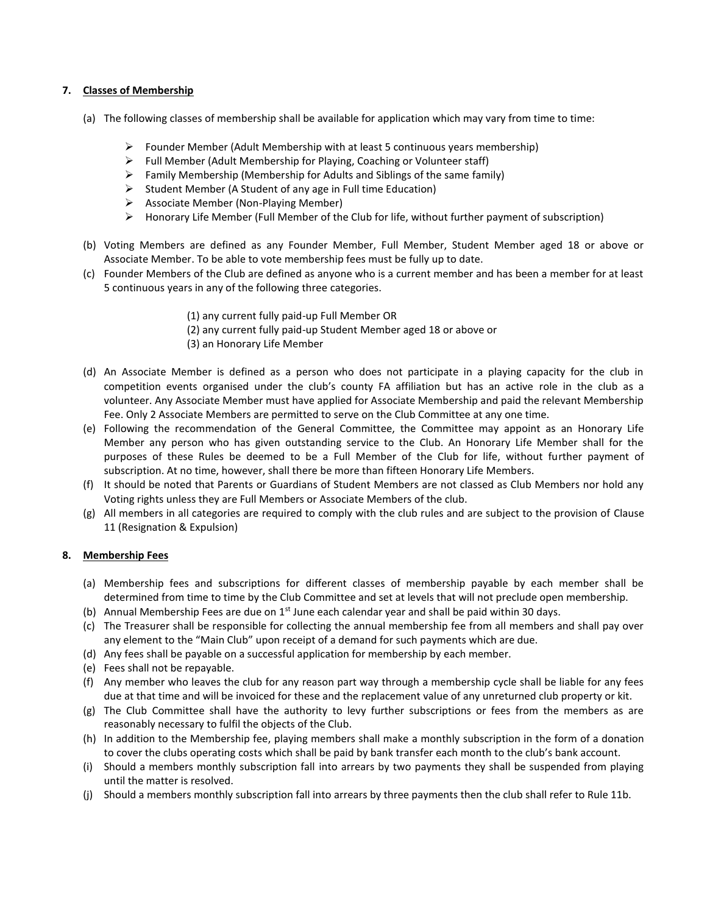## 7. Classes of Membership

(a) The following classes of membership shall be available for application which may vary from time to time:

- Founder Member (Adult Membership with at least 5 continuous years membership)
- Full Member (Adult Membership for Playing, Coaching or Volunteer staff)
- Family Membership (Membership for Adults and Siblings of the same family)
- Student Member (A Student of any age in Full time Education)
- Associate Member (Non-Playing Member)
- Honorary Life Member (Full Member of the Club for life, without further payment of subscription)

(b) Voting Members are defined as any Founder Member, Full Member, Student Member aged 18 or above or Associate Member. To be able to vote membership fees must be fully up to date.

(c) Founder Members of the Club are defined as anyone who is a current member and has been a member for at least 5 continuous years in any of the following three categories.

(1) any current fully paid-up Full Member OR
(2) any current fully paid-up Student Member aged 18 or above or
(3) an Honorary Life Member

(d) An Associate Member is defined as a person who does not participate in a playing capacity for the club in competition events organised under the club's county FA affiliation but has an active role in the club as a volunteer. Any Associate Member must have applied for Associate Membership and paid the relevant Membership Fee. Only 2 Associate Members are permitted to serve on the Club Committee at any one time.

(e) Following the recommendation of the General Committee, the Committee may appoint as an Honorary Life Member any person who has given outstanding service to the Club. An Honorary Life Member shall for the purposes of these Rules be deemed to be a Full Member of the Club for life, without further payment of subscription. At no time, however, shall there be more than fifteen Honorary Life Members.

(f) It should be noted that Parents or Guardians of Student Members are not classed as Club Members nor hold any Voting rights unless they are Full Members or Associate Members of the club.

(g) All members in all categories are required to comply with the club rules and are subject to the provision of Clause 11 (Resignation & Expulsion)

## 8. Membership Fees

(a) Membership fees and subscriptions for different classes of membership payable by each member shall be determined from time to time by the Club Committee and set at levels that will not preclude open membership.

(b) Annual Membership Fees are due on 1st June each calendar year and shall be paid within 30 days.

(c) The Treasurer shall be responsible for collecting the annual membership fee from all members and shall pay over any element to the "Main Club" upon receipt of a demand for such payments which are due.

(d) Any fees shall be payable on a successful application for membership by each member.

(e) Fees shall not be repayable.

(f) Any member who leaves the club for any reason part way through a membership cycle shall be liable for any fees due at that time and will be invoiced for these and the replacement value of any unreturned club property or kit.

(g) The Club Committee shall have the authority to levy further subscriptions or fees from the members as are reasonably necessary to fulfil the objects of the Club.

(h) In addition to the Membership fee, playing members shall make a monthly subscription in the form of a donation to cover the clubs operating costs which shall be paid by bank transfer each month to the club's bank account.

(i) Should a members monthly subscription fall into arrears by two payments they shall be suspended from playing until the matter is resolved.

(j) Should a members monthly subscription fall into arrears by three payments then the club shall refer to Rule 11b.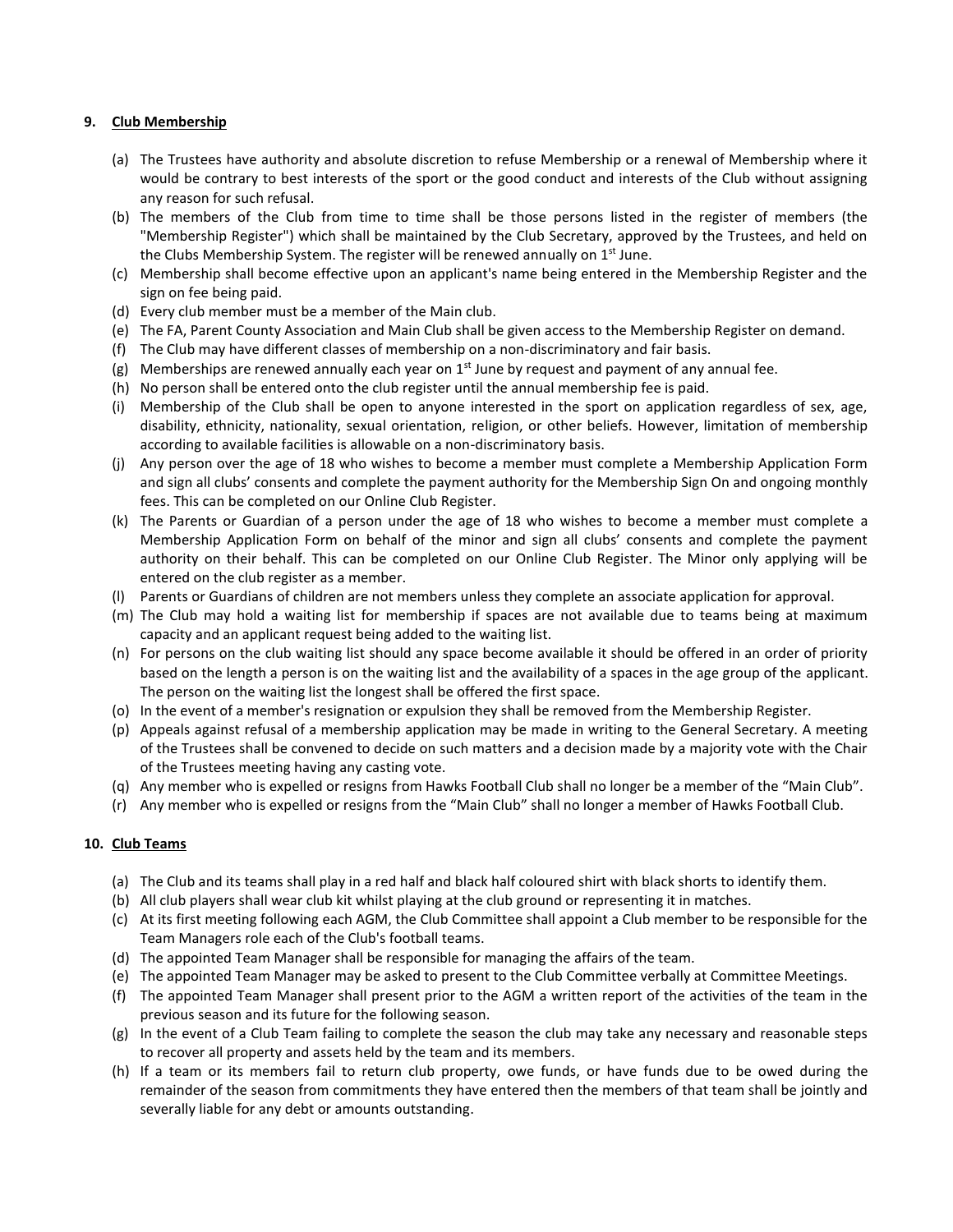## 9. Club Membership

(a) The Trustees have authority and absolute discretion to refuse Membership or a renewal of Membership where it would be contrary to best interests of the sport or the good conduct and interests of the Club without assigning any reason for such refusal.

(b) The members of the Club from time to time shall be those persons listed in the register of members (the "Membership Register") which shall be maintained by the Club Secretary, approved by the Trustees, and held on the Clubs Membership System. The register will be renewed annually on 1st June.

(c) Membership shall become effective upon an applicant's name being entered in the Membership Register and the sign on fee being paid.

(d) Every club member must be a member of the Main club.

(e) The FA, Parent County Association and Main Club shall be given access to the Membership Register on demand.

(f) The Club may have different classes of membership on a non-discriminatory and fair basis.

(g) Memberships are renewed annually each year on 1st June by request and payment of any annual fee.

(h) No person shall be entered onto the club register until the annual membership fee is paid.

(i) Membership of the Club shall be open to anyone interested in the sport on application regardless of sex, age, disability, ethnicity, nationality, sexual orientation, religion, or other beliefs. However, limitation of membership according to available facilities is allowable on a non-discriminatory basis.

(j) Any person over the age of 18 who wishes to become a member must complete a Membership Application Form and sign all clubs' consents and complete the payment authority for the Membership Sign On and ongoing monthly fees. This can be completed on our Online Club Register.

(k) The Parents or Guardian of a person under the age of 18 who wishes to become a member must complete a Membership Application Form on behalf of the minor and sign all clubs' consents and complete the payment authority on their behalf. This can be completed on our Online Club Register. The Minor only applying will be entered on the club register as a member.

(l) Parents or Guardians of children are not members unless they complete an associate application for approval.

(m) The Club may hold a waiting list for membership if spaces are not available due to teams being at maximum capacity and an applicant request being added to the waiting list.

(n) For persons on the club waiting list should any space become available it should be offered in an order of priority based on the length a person is on the waiting list and the availability of a spaces in the age group of the applicant. The person on the waiting list the longest shall be offered the first space.

(o) In the event of a member's resignation or expulsion they shall be removed from the Membership Register.

(p) Appeals against refusal of a membership application may be made in writing to the General Secretary. A meeting of the Trustees shall be convened to decide on such matters and a decision made by a majority vote with the Chair of the Trustees meeting having any casting vote.

(q) Any member who is expelled or resigns from Hawks Football Club shall no longer be a member of the "Main Club".

(r) Any member who is expelled or resigns from the "Main Club" shall no longer a member of Hawks Football Club.

## 10. Club Teams

(a) The Club and its teams shall play in a red half and black half coloured shirt with black shorts to identify them.

(b) All club players shall wear club kit whilst playing at the club ground or representing it in matches.

(c) At its first meeting following each AGM, the Club Committee shall appoint a Club member to be responsible for the Team Managers role each of the Club's football teams.

(d) The appointed Team Manager shall be responsible for managing the affairs of the team.

(e) The appointed Team Manager may be asked to present to the Club Committee verbally at Committee Meetings.

(f) The appointed Team Manager shall present prior to the AGM a written report of the activities of the team in the previous season and its future for the following season.

(g) In the event of a Club Team failing to complete the season the club may take any necessary and reasonable steps to recover all property and assets held by the team and its members.

(h) If a team or its members fail to return club property, owe funds, or have funds due to be owed during the remainder of the season from commitments they have entered then the members of that team shall be jointly and severally liable for any debt or amounts outstanding.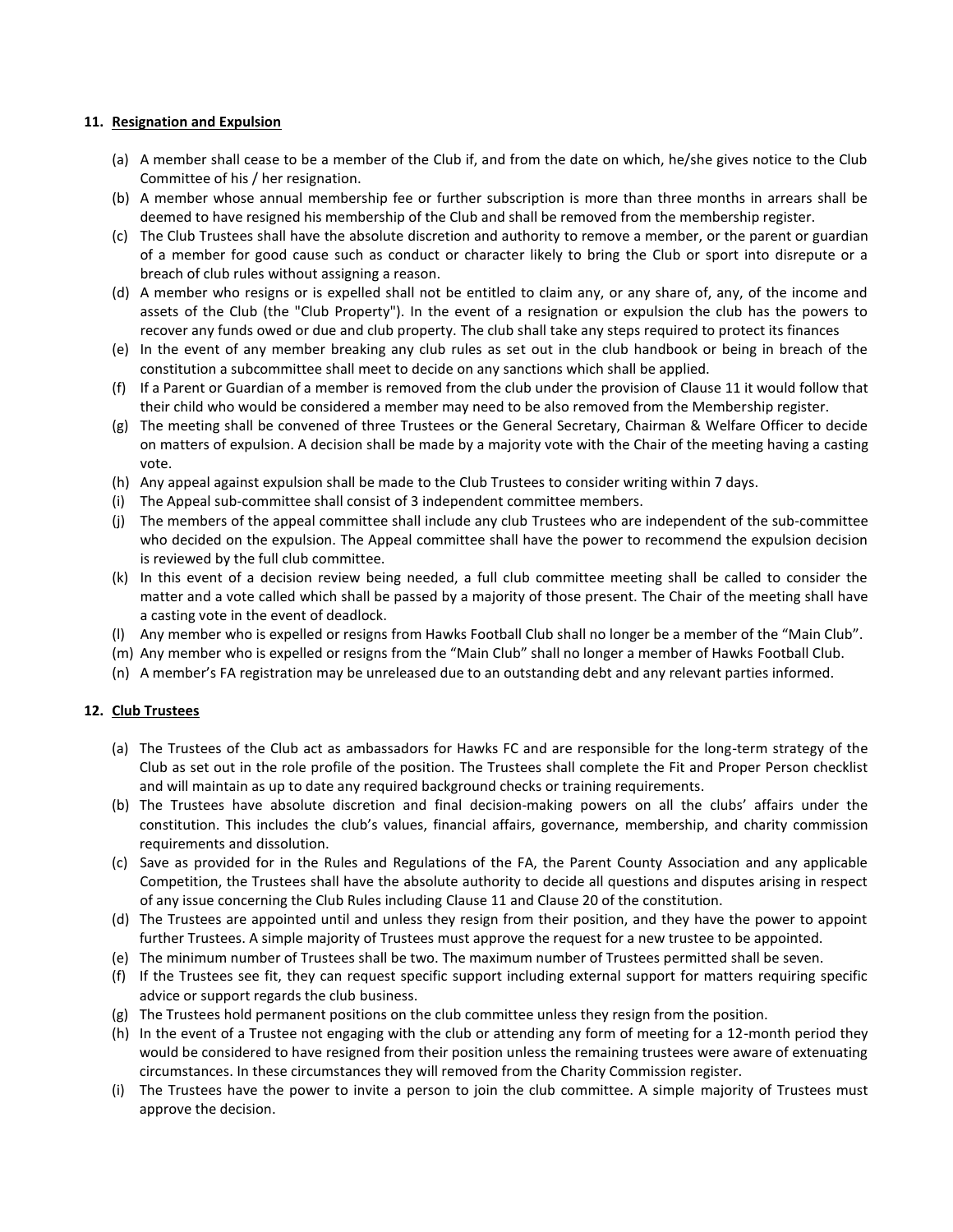## 11. Resignation and Expulsion

(a) A member shall cease to be a member of the Club if, and from the date on which, he/she gives notice to the Club Committee of his / her resignation.
(b) A member whose annual membership fee or further subscription is more than three months in arrears shall be deemed to have resigned his membership of the Club and shall be removed from the membership register.
(c) The Club Trustees shall have the absolute discretion and authority to remove a member, or the parent or guardian of a member for good cause such as conduct or character likely to bring the Club or sport into disrepute or a breach of club rules without assigning a reason.
(d) A member who resigns or is expelled shall not be entitled to claim any, or any share of, any, of the income and assets of the Club (the "Club Property"). In the event of a resignation or expulsion the club has the powers to recover any funds owed or due and club property. The club shall take any steps required to protect its finances
(e) In the event of any member breaking any club rules as set out in the club handbook or being in breach of the constitution a subcommittee shall meet to decide on any sanctions which shall be applied.
(f) If a Parent or Guardian of a member is removed from the club under the provision of Clause 11 it would follow that their child who would be considered a member may need to be also removed from the Membership register.
(g) The meeting shall be convened of three Trustees or the General Secretary, Chairman & Welfare Officer to decide on matters of expulsion. A decision shall be made by a majority vote with the Chair of the meeting having a casting vote.
(h) Any appeal against expulsion shall be made to the Club Trustees to consider writing within 7 days.
(i) The Appeal sub-committee shall consist of 3 independent committee members.
(j) The members of the appeal committee shall include any club Trustees who are independent of the sub-committee who decided on the expulsion. The Appeal committee shall have the power to recommend the expulsion decision is reviewed by the full club committee.
(k) In this event of a decision review being needed, a full club committee meeting shall be called to consider the matter and a vote called which shall be passed by a majority of those present. The Chair of the meeting shall have a casting vote in the event of deadlock.
(l) Any member who is expelled or resigns from Hawks Football Club shall no longer be a member of the "Main Club".
(m) Any member who is expelled or resigns from the "Main Club" shall no longer a member of Hawks Football Club.
(n) A member's FA registration may be unreleased due to an outstanding debt and any relevant parties informed.

## 12. Club Trustees

(a) The Trustees of the Club act as ambassadors for Hawks FC and are responsible for the long-term strategy of the Club as set out in the role profile of the position. The Trustees shall complete the Fit and Proper Person checklist and will maintain as up to date any required background checks or training requirements.
(b) The Trustees have absolute discretion and final decision-making powers on all the clubs' affairs under the constitution. This includes the club's values, financial affairs, governance, membership, and charity commission requirements and dissolution.
(c) Save as provided for in the Rules and Regulations of the FA, the Parent County Association and any applicable Competition, the Trustees shall have the absolute authority to decide all questions and disputes arising in respect of any issue concerning the Club Rules including Clause 11 and Clause 20 of the constitution.
(d) The Trustees are appointed until and unless they resign from their position, and they have the power to appoint further Trustees. A simple majority of Trustees must approve the request for a new trustee to be appointed.
(e) The minimum number of Trustees shall be two. The maximum number of Trustees permitted shall be seven.
(f) If the Trustees see fit, they can request specific support including external support for matters requiring specific advice or support regards the club business.
(g) The Trustees hold permanent positions on the club committee unless they resign from the position.
(h) In the event of a Trustee not engaging with the club or attending any form of meeting for a 12-month period they would be considered to have resigned from their position unless the remaining trustees were aware of extenuating circumstances. In these circumstances they will removed from the Charity Commission register.
(i) The Trustees have the power to invite a person to join the club committee. A simple majority of Trustees must approve the decision.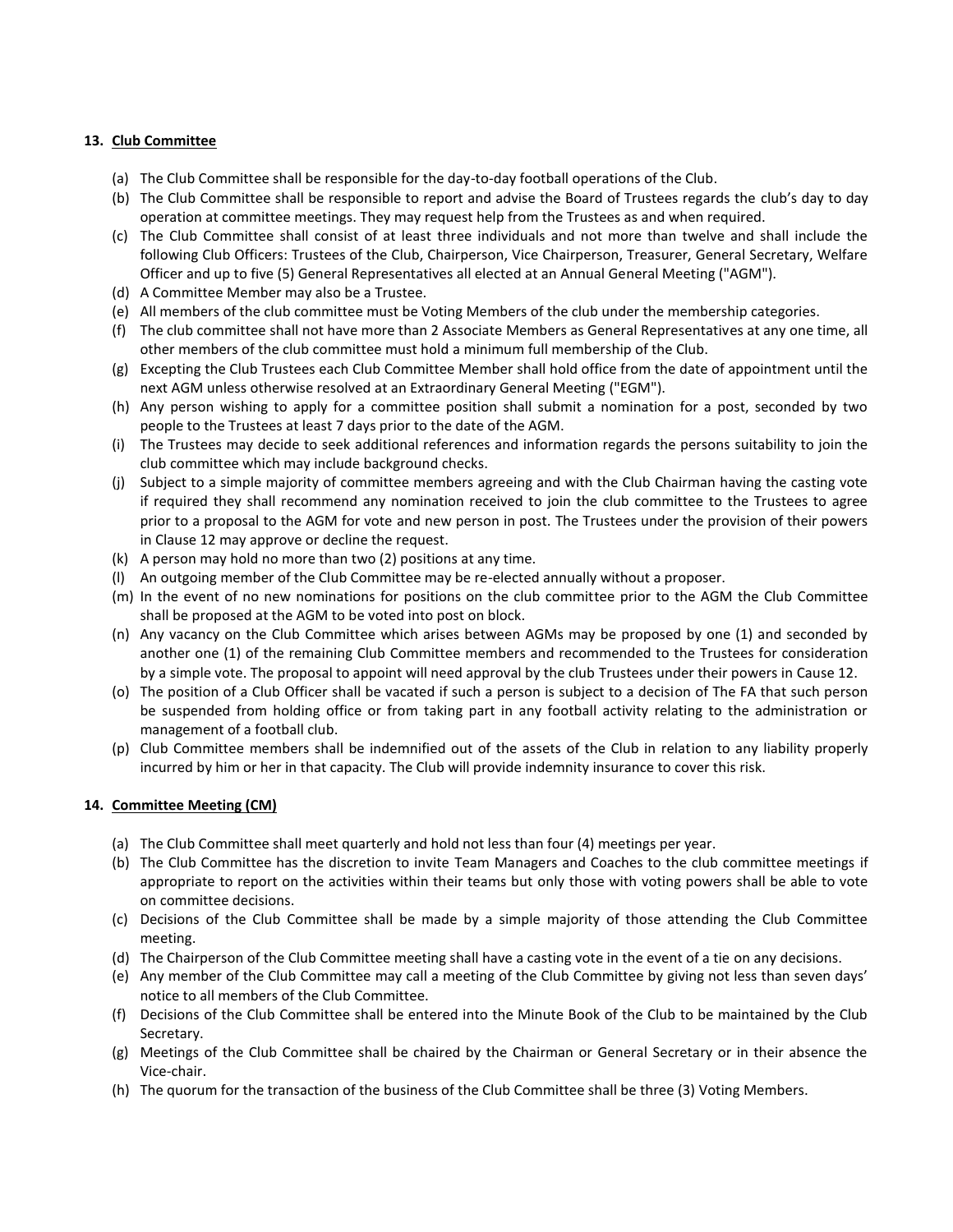## 13. Club Committee

(a) The Club Committee shall be responsible for the day-to-day football operations of the Club.

(b) The Club Committee shall be responsible to report and advise the Board of Trustees regards the club's day to day operation at committee meetings. They may request help from the Trustees as and when required.

(c) The Club Committee shall consist of at least three individuals and not more than twelve and shall include the following Club Officers: Trustees of the Club, Chairperson, Vice Chairperson, Treasurer, General Secretary, Welfare Officer and up to five (5) General Representatives all elected at an Annual General Meeting ("AGM").

(d) A Committee Member may also be a Trustee.

(e) All members of the club committee must be Voting Members of the club under the membership categories.

(f) The club committee shall not have more than 2 Associate Members as General Representatives at any one time, all other members of the club committee must hold a minimum full membership of the Club.

(g) Excepting the Club Trustees each Club Committee Member shall hold office from the date of appointment until the next AGM unless otherwise resolved at an Extraordinary General Meeting ("EGM").

(h) Any person wishing to apply for a committee position shall submit a nomination for a post, seconded by two people to the Trustees at least 7 days prior to the date of the AGM.

(i) The Trustees may decide to seek additional references and information regards the persons suitability to join the club committee which may include background checks.

(j) Subject to a simple majority of committee members agreeing and with the Club Chairman having the casting vote if required they shall recommend any nomination received to join the club committee to the Trustees to agree prior to a proposal to the AGM for vote and new person in post. The Trustees under the provision of their powers in Clause 12 may approve or decline the request.

(k) A person may hold no more than two (2) positions at any time.

(l) An outgoing member of the Club Committee may be re-elected annually without a proposer.

(m) In the event of no new nominations for positions on the club committee prior to the AGM the Club Committee shall be proposed at the AGM to be voted into post on block.

(n) Any vacancy on the Club Committee which arises between AGMs may be proposed by one (1) and seconded by another one (1) of the remaining Club Committee members and recommended to the Trustees for consideration by a simple vote. The proposal to appoint will need approval by the club Trustees under their powers in Cause 12.

(o) The position of a Club Officer shall be vacated if such a person is subject to a decision of The FA that such person be suspended from holding office or from taking part in any football activity relating to the administration or management of a football club.

(p) Club Committee members shall be indemnified out of the assets of the Club in relation to any liability properly incurred by him or her in that capacity. The Club will provide indemnity insurance to cover this risk.

## 14. Committee Meeting (CM)

(a) The Club Committee shall meet quarterly and hold not less than four (4) meetings per year.

(b) The Club Committee has the discretion to invite Team Managers and Coaches to the club committee meetings if appropriate to report on the activities within their teams but only those with voting powers shall be able to vote on committee decisions.

(c) Decisions of the Club Committee shall be made by a simple majority of those attending the Club Committee meeting.

(d) The Chairperson of the Club Committee meeting shall have a casting vote in the event of a tie on any decisions.

(e) Any member of the Club Committee may call a meeting of the Club Committee by giving not less than seven days' notice to all members of the Club Committee.

(f) Decisions of the Club Committee shall be entered into the Minute Book of the Club to be maintained by the Club Secretary.

(g) Meetings of the Club Committee shall be chaired by the Chairman or General Secretary or in their absence the Vice-chair.

(h) The quorum for the transaction of the business of the Club Committee shall be three (3) Voting Members.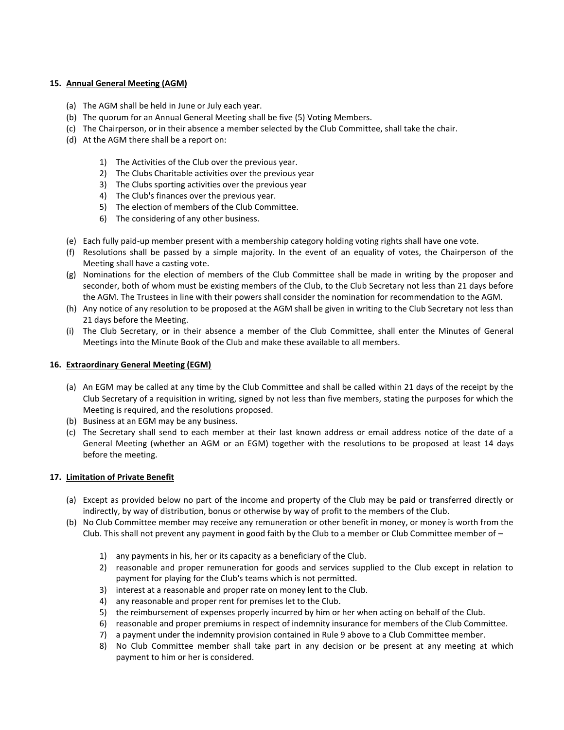## 15. Annual General Meeting (AGM)

(a) The AGM shall be held in June or July each year.
(b) The quorum for an Annual General Meeting shall be five (5) Voting Members.
(c) The Chairperson, or in their absence a member selected by the Club Committee, shall take the chair.
(d) At the AGM there shall be a report on:

1) The Activities of the Club over the previous year.
2) The Clubs Charitable activities over the previous year
3) The Clubs sporting activities over the previous year
4) The Club's finances over the previous year.
5) The election of members of the Club Committee.
6) The considering of any other business.

(e) Each fully paid-up member present with a membership category holding voting rights shall have one vote.
(f) Resolutions shall be passed by a simple majority. In the event of an equality of votes, the Chairperson of the Meeting shall have a casting vote.
(g) Nominations for the election of members of the Club Committee shall be made in writing by the proposer and seconder, both of whom must be existing members of the Club, to the Club Secretary not less than 21 days before the AGM. The Trustees in line with their powers shall consider the nomination for recommendation to the AGM.
(h) Any notice of any resolution to be proposed at the AGM shall be given in writing to the Club Secretary not less than 21 days before the Meeting.
(i) The Club Secretary, or in their absence a member of the Club Committee, shall enter the Minutes of General Meetings into the Minute Book of the Club and make these available to all members.

## 16. Extraordinary General Meeting (EGM)

(a) An EGM may be called at any time by the Club Committee and shall be called within 21 days of the receipt by the Club Secretary of a requisition in writing, signed by not less than five members, stating the purposes for which the Meeting is required, and the resolutions proposed.
(b) Business at an EGM may be any business.
(c) The Secretary shall send to each member at their last known address or email address notice of the date of a General Meeting (whether an AGM or an EGM) together with the resolutions to be proposed at least 14 days before the meeting.

## 17. Limitation of Private Benefit

(a) Except as provided below no part of the income and property of the Club may be paid or transferred directly or indirectly, by way of distribution, bonus or otherwise by way of profit to the members of the Club.
(b) No Club Committee member may receive any remuneration or other benefit in money, or money is worth from the Club. This shall not prevent any payment in good faith by the Club to a member or Club Committee member of –

1) any payments in his, her or its capacity as a beneficiary of the Club.
2) reasonable and proper remuneration for goods and services supplied to the Club except in relation to payment for playing for the Club's teams which is not permitted.
3) interest at a reasonable and proper rate on money lent to the Club.
4) any reasonable and proper rent for premises let to the Club.
5) the reimbursement of expenses properly incurred by him or her when acting on behalf of the Club.
6) reasonable and proper premiums in respect of indemnity insurance for members of the Club Committee.
7) a payment under the indemnity provision contained in Rule 9 above to a Club Committee member.
8) No Club Committee member shall take part in any decision or be present at any meeting at which payment to him or her is considered.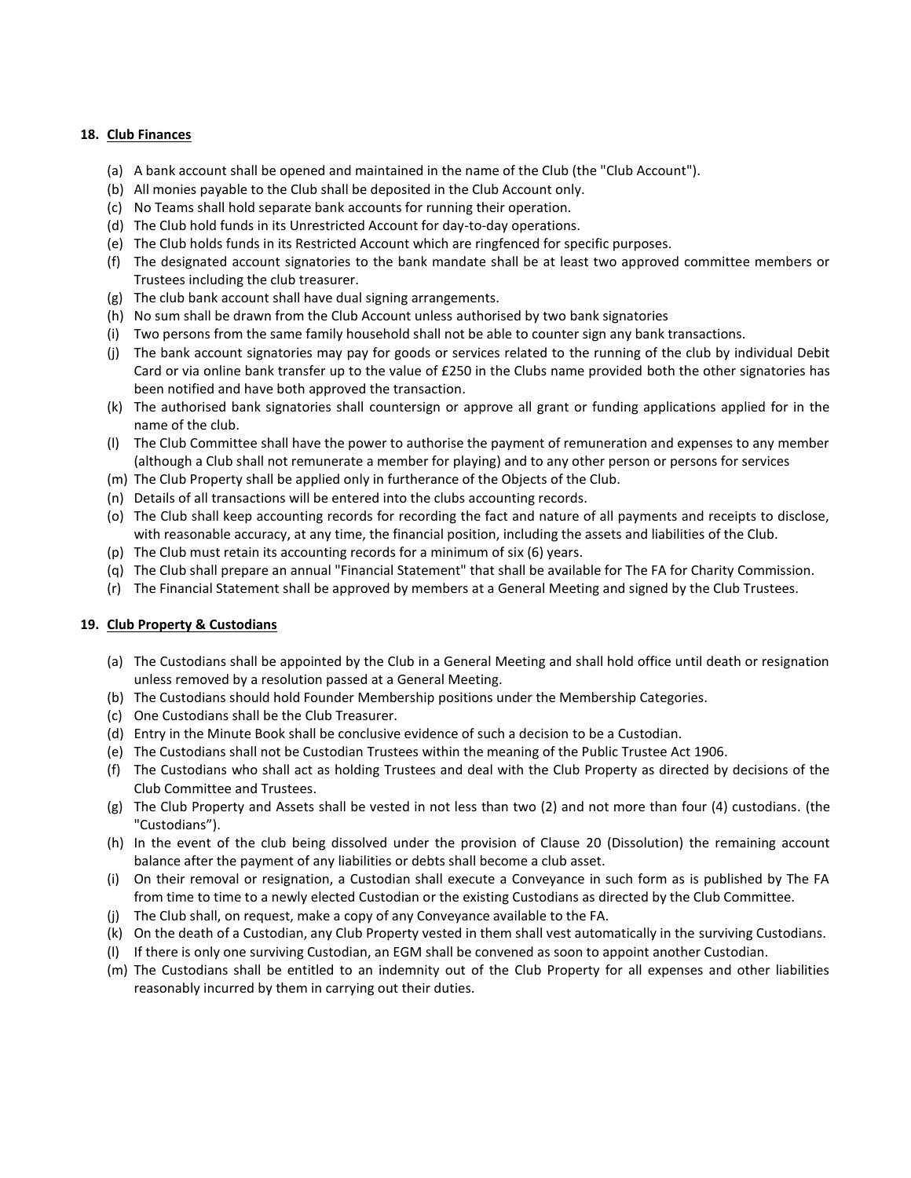## 18. Club Finances

(a) A bank account shall be opened and maintained in the name of the Club (the "Club Account").
(b) All monies payable to the Club shall be deposited in the Club Account only.
(c) No Teams shall hold separate bank accounts for running their operation.
(d) The Club hold funds in its Unrestricted Account for day-to-day operations.
(e) The Club holds funds in its Restricted Account which are ringfenced for specific purposes.
(f) The designated account signatories to the bank mandate shall be at least two approved committee members or Trustees including the club treasurer.
(g) The club bank account shall have dual signing arrangements.
(h) No sum shall be drawn from the Club Account unless authorised by two bank signatories
(i) Two persons from the same family household shall not be able to counter sign any bank transactions.
(j) The bank account signatories may pay for goods or services related to the running of the club by individual Debit Card or via online bank transfer up to the value of £250 in the Clubs name provided both the other signatories has been notified and have both approved the transaction.
(k) The authorised bank signatories shall countersign or approve all grant or funding applications applied for in the name of the club.
(l) The Club Committee shall have the power to authorise the payment of remuneration and expenses to any member (although a Club shall not remunerate a member for playing) and to any other person or persons for services
(m) The Club Property shall be applied only in furtherance of the Objects of the Club.
(n) Details of all transactions will be entered into the clubs accounting records.
(o) The Club shall keep accounting records for recording the fact and nature of all payments and receipts to disclose, with reasonable accuracy, at any time, the financial position, including the assets and liabilities of the Club.
(p) The Club must retain its accounting records for a minimum of six (6) years.
(q) The Club shall prepare an annual "Financial Statement" that shall be available for The FA for Charity Commission.
(r) The Financial Statement shall be approved by members at a General Meeting and signed by the Club Trustees.

## 19. Club Property & Custodians

(a) The Custodians shall be appointed by the Club in a General Meeting and shall hold office until death or resignation unless removed by a resolution passed at a General Meeting.
(b) The Custodians should hold Founder Membership positions under the Membership Categories.
(c) One Custodians shall be the Club Treasurer.
(d) Entry in the Minute Book shall be conclusive evidence of such a decision to be a Custodian.
(e) The Custodians shall not be Custodian Trustees within the meaning of the Public Trustee Act 1906.
(f) The Custodians who shall act as holding Trustees and deal with the Club Property as directed by decisions of the Club Committee and Trustees.
(g) The Club Property and Assets shall be vested in not less than two (2) and not more than four (4) custodians. (the "Custodians").
(h) In the event of the club being dissolved under the provision of Clause 20 (Dissolution) the remaining account balance after the payment of any liabilities or debts shall become a club asset.
(i) On their removal or resignation, a Custodian shall execute a Conveyance in such form as is published by The FA from time to time to a newly elected Custodian or the existing Custodians as directed by the Club Committee.
(j) The Club shall, on request, make a copy of any Conveyance available to the FA.
(k) On the death of a Custodian, any Club Property vested in them shall vest automatically in the surviving Custodians.
(l) If there is only one surviving Custodian, an EGM shall be convened as soon to appoint another Custodian.
(m) The Custodians shall be entitled to an indemnity out of the Club Property for all expenses and other liabilities reasonably incurred by them in carrying out their duties.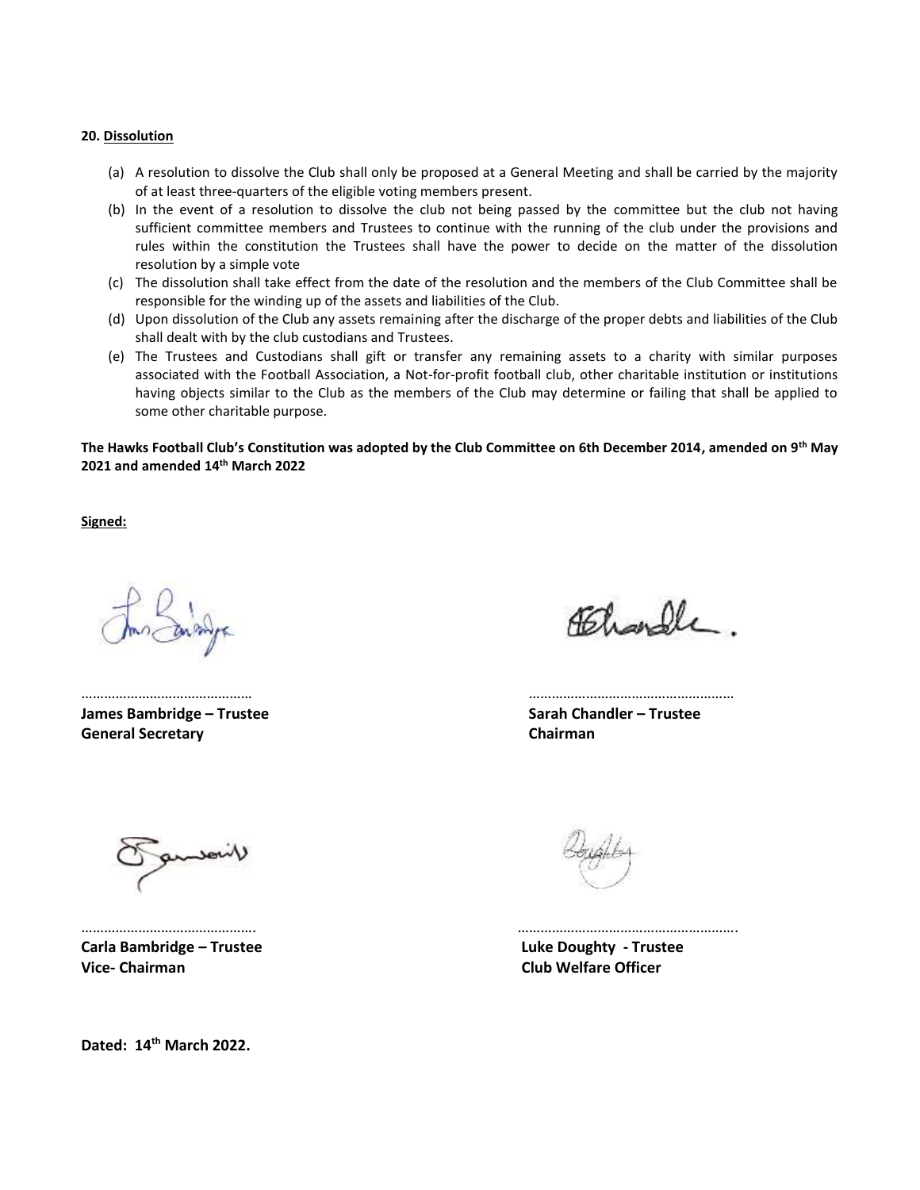**20. Dissolution**

(a) A resolution to dissolve the Club shall only be proposed at a General Meeting and shall be carried by the majority of at least three-quarters of the eligible voting members present.

(b) In the event of a resolution to dissolve the club not being passed by the committee but the club not having sufficient committee members and Trustees to continue with the running of the club under the provisions and rules within the constitution the Trustees shall have the power to decide on the matter of the dissolution resolution by a simple vote

(c) The dissolution shall take effect from the date of the resolution and the members of the Club Committee shall be responsible for the winding up of the assets and liabilities of the Club.

(d) Upon dissolution of the Club any assets remaining after the discharge of the proper debts and liabilities of the Club shall dealt with by the club custodians and Trustees.

(e) The Trustees and Custodians shall gift or transfer any remaining assets to a charity with similar purposes associated with the Football Association, a Not-for-profit football club, other charitable institution or institutions having objects similar to the Club as the members of the Club may determine or failing that shall be applied to some other charitable purpose.

**The Hawks Football Club's Constitution was adopted by the Club Committee on 6th December 2014, amended on 9th May 2021 and amended 14th March 2022**

**Signed:**

……………………………………
**James Bambridge – Trustee**
**General Secretary**

……………………………………………
**Sarah Chandler – Trustee**
**Chairman**

…………………………………….
**Carla Bambridge – Trustee**
**Vice- Chairman**

………………………………………………….
**Luke Doughty - Trustee**
**Club Welfare Officer**

**Dated: 14th March 2022.**